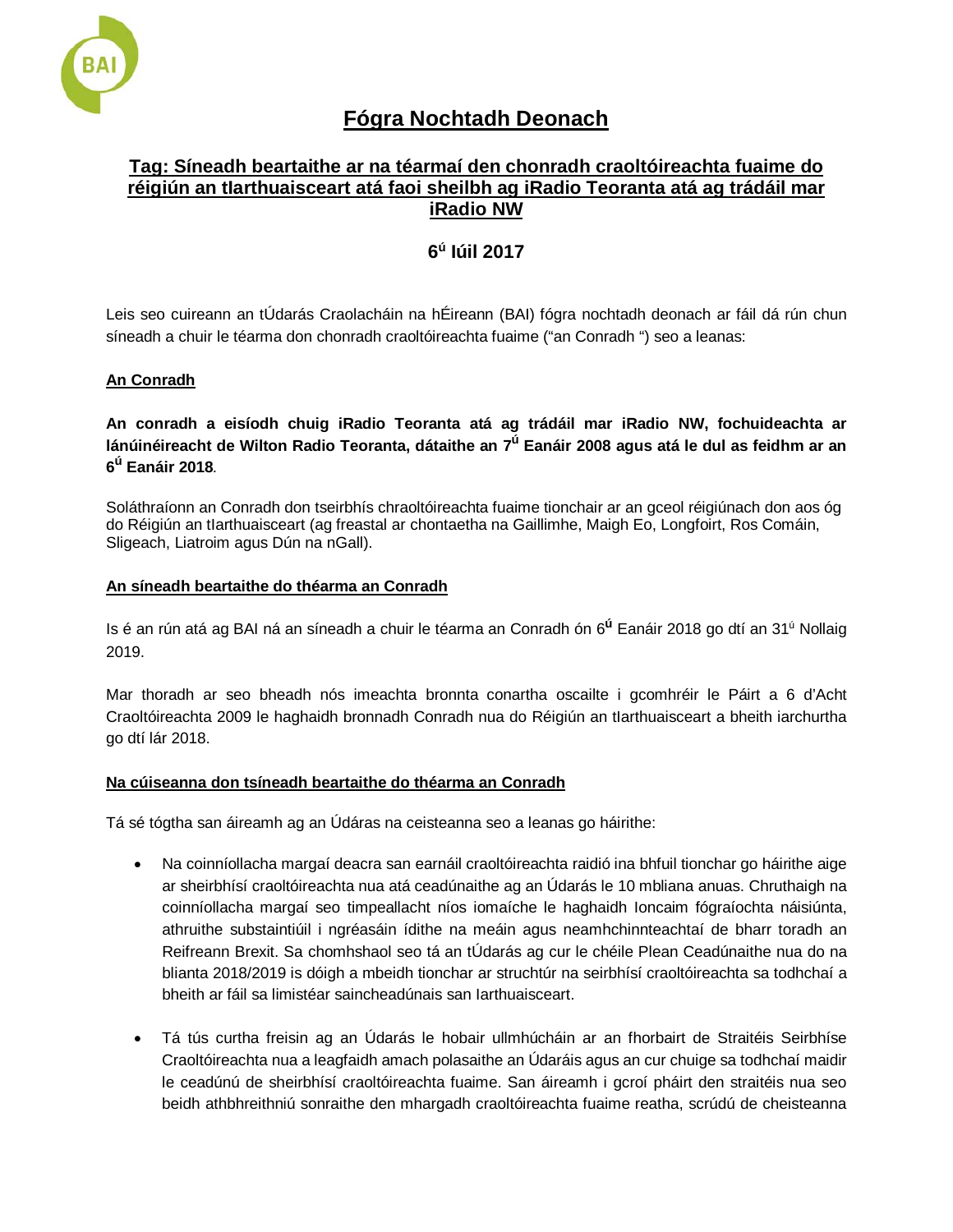# Fógra Nochtadh Deonach

## Tag: Síneadh beartaithe ar na téarmaí den chonradh craoltóireachta fuaime do réigiún an tIarthuaisceart atá faoi sheilbh ag iRadio Teoranta atá ag trádáil mar iRadio NW

## 6ú Iúil 2017

Leis seo cuireann an tÚdarás Craolacháin na hÉireann (BAI) fógra nochtadh deonach ar fáil dá rún chun síneadh a chuir le téarma don chonradh craoltóireachta fuaime ("an Conradh ") seo a leanas:

**An Conradh**

**An conradh a eisíodh chuig iRadio Teoranta atá ag trádáil mar iRadio NW, fochuideachta ar lánúinéireacht de Wilton Radio Teoranta, dátaithe an 7ú Eanáir 2008 agus atá le dul as feidhm ar an 6ú Eanáir 2018**.

Soláthraíonn an Conradh don tseirbhís chraoltóireachta fuaime tionchair ar an gceol réigiúnach don aos óg do Réigiún an tIarthuaisceart (ag freastal ar chontaetha na Gaillimhe, Maigh Eo, Longfoirt, Ros Comáin, Sligeach, Liatroim agus Dún na nGall).

**An síneadh beartaithe do théarma an Conradh**

Is é an rún atá ag BAI ná an síneadh a chuir le téarma an Conradh ón 6ú Eanáir 2018 go dtí an 31ú Nollaig 2019.

Mar thoradh ar seo bheadh nós imeachta bronnta conartha oscailte i gcomhréir le Páirt a 6 d'Acht Craoltóireachta 2009 le haghaidh bronnadh Conradh nua do Réigiún an tIarthuaisceart a bheith iarchurtha go dtí lár 2018.

**Na cúiseanna don tsíneadh beartaithe do théarma an Conradh**

Tá sé tógtha san áireamh ag an Údáras na ceisteanna seo a leanas go háirithe:

- Na coinníollacha margaí deacra san earnáil craoltóireachta raidió ina bhfuil tionchar go háirithe aige ar sheirbhísí craoltóireachta nua atá ceadúnaithe ag an Údarás le 10 mbliana anuas. Chruthaigh na coinníollacha margaí seo timpeallacht níos iomaíche le haghaidh Ioncaim fógraíochta náisiúnta, athruithe substaintiúil i ngréasáin ídithe na meáin agus neamhchinnteachtaí de bharr toradh an Reifreann Brexit. Sa chomhshaol seo tá an tÚdarás ag cur le chéile Plean Ceadúnaithe nua do na blianta 2018/2019 is dóigh a mbeidh tionchar ar struchtúr na seirbhísí craoltóireachta sa todhchaí a bheith ar fáil sa limistéar saincheadúnais san Iarthuaisceart.

- Tá tús curtha freisin ag an Údarás le hobair ullmhúcháin ar an fhorbairt de Straitéis Seirbhíse Craoltóireachta nua a leagfaidh amach polasaithe an Údaráis agus an cur chuige sa todhchaí maidir le ceadúnú de sheirbhísí craoltóireachta fuaime. San áireamh i gcroí pháirt den straitéis nua seo beidh athbhreithniú sonraithe den mhargadh craoltóireachta fuaime reatha, scrúdú de cheisteanna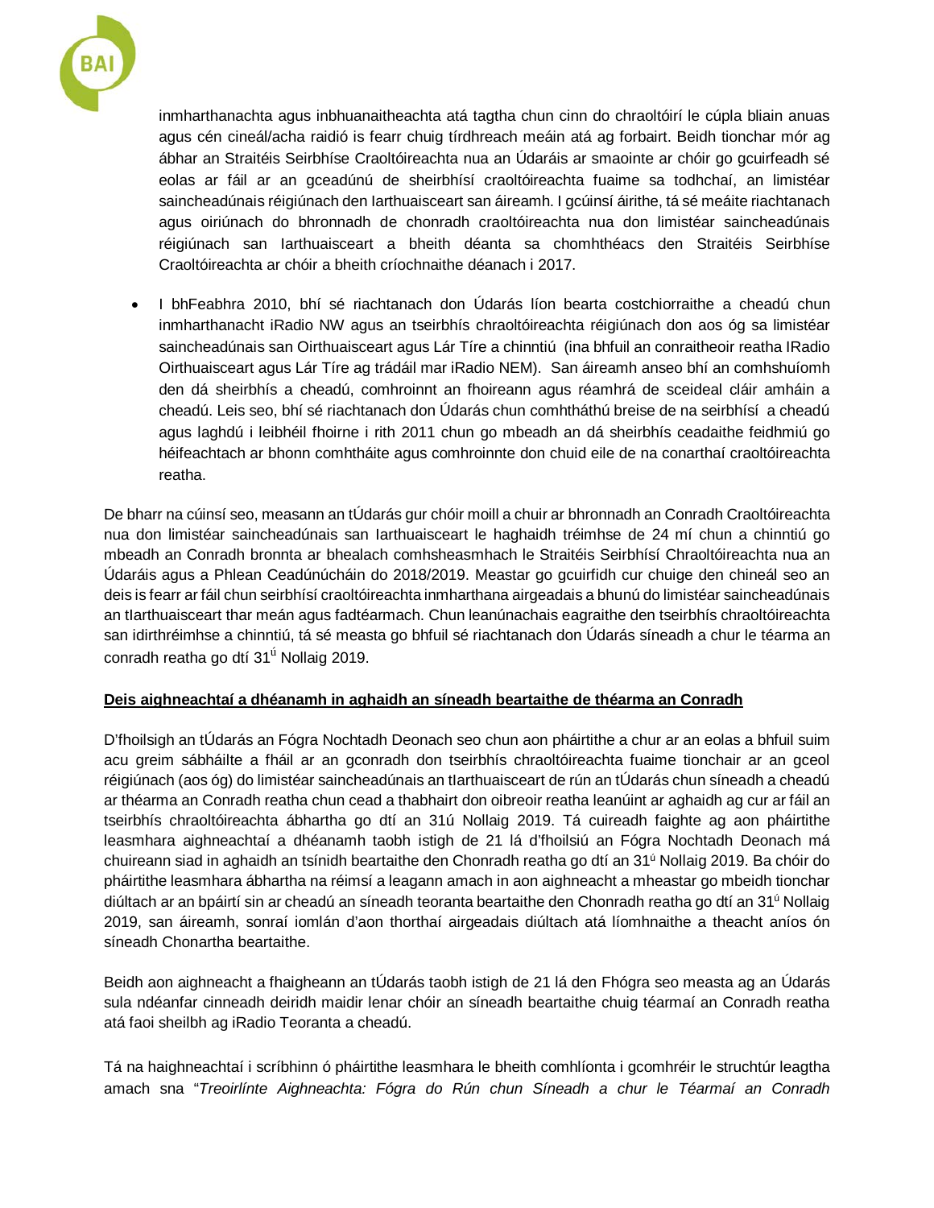inmharthanachta agus inbhuanaitheachta atá tagtha chun cinn do chraoltóirí le cúpla bliain anuas agus cén cineál/acha raidió is fearr chuig tírdhreach meáin atá ag forbairt. Beidh tionchar mór ag ábhar an Straitéis Seirbhíse Craoltóireachta nua an Údaráis ar smaointe ar chóir go gcuirfeadh sé eolas ar fáil ar an gceadúnú de sheirbhísí craoltóireachta fuaime sa todhchaí, an limistéar saincheadúnais réigiúnach den Iarthuaisceart san áireamh. I gcúinsí áirithe, tá sé meáite riachtanach agus oiriúnach do bhronnadh de chonradh craoltóireachta nua don limistéar saincheadúnais réigiúnach san Iarthuaisceart a bheith déanta sa chomhthéacs den Straitéis Seirbhíse Craoltóireachta ar chóir a bheith críochnaithe déanach i 2017.

- I bhFeabhra 2010, bhí sé riachtanach don Údarás líon bearta costchiorraithe a cheadú chun inmharthanacht iRadio NW agus an tseirbhís chraoltóireachta réigiúnach don aos óg sa limistéar saincheadúnais san Oirthuaisceart agus Lár Tíre a chinntiú (ina bhfuil an conraitheoir reatha IRadio Oirthuaisceart agus Lár Tíre ag trádáil mar iRadio NEM). San áireamh anseo bhí an comhshuíomh den dá sheirbhís a cheadú, comhroinnt an fhoireann agus réamhrá de sceideal cláir amháin a cheadú. Leis seo, bhí sé riachtanach don Údarás chun comhtháthú breise de na seirbhísí a cheadú agus laghdú i leibhéil fhoirne i rith 2011 chun go mbeadh an dá sheirbhís ceadaithe feidhmiú go héifeachtach ar bhonn comhtháite agus comhroinnte don chuid eile de na conarthaí craoltóireachta reatha.

De bharr na cúinsí seo, measann an tÚdarás gur chóir moill a chuir ar bhronnadh an Conradh Craoltóireachta nua don limistéar saincheadúnais san Iarthuaisceart le haghaidh tréimhse de 24 mí chun a chinntiú go mbeadh an Conradh bronnta ar bhealach comhsheasmhach le Straitéis Seirbhísí Chraoltóireachta nua an Údaráis agus a Phlean Ceadúnúcháin do 2018/2019. Meastar go gcuirfidh cur chuige den chineál seo an deis is fearr ar fáil chun seirbhísí craoltóireachta inmharthana airgeadais a bhunú do limistéar saincheadúnais an tIarthuaisceart thar meán agus fadtéarmach. Chun leanúnachais eagraithe den tseirbhís chraoltóireachta san idirthréimhse a chinntiú, tá sé measta go bhfuil sé riachtanach don Údarás síneadh a chur le téarma an conradh reatha go dtí 31ú Nollaig 2019.

**Deis aighneachtaí a dhéanamh in aghaidh an síneadh beartaithe de théarma an Conradh**

D'fhoilsigh an tÚdarás an Fógra Nochtadh Deonach seo chun aon pháirtithe a chur ar an eolas a bhfuil suim acu greim sábháilte a fháil ar an gconradh don tseirbhís chraoltóireachta fuaime tionchair ar an gceol réigiúnach (aos óg) do limistéar saincheadúnais an tIarthuaisceart de rún an tÚdarás chun síneadh a cheadú ar théarma an Conradh reatha chun cead a thabhairt don oibreoir reatha leanúint ar aghaidh ag cur ar fáil an tseirbhís chraoltóireachta ábhartha go dtí an 31ú Nollaig 2019. Tá cuireadh faighte ag aon pháirtithe leasmhara aighneachtaí a dhéanamh taobh istigh de 21 lá d'fhoilsiú an Fógra Nochtadh Deonach má chuireann siad in aghaidh an tsínidh beartaithe den Chonradh reatha go dtí an 31ú Nollaig 2019. Ba chóir do pháirtithe leasmhara ábhartha na réimsí a leagann amach in aon aighneacht a mheastar go mbeidh tionchar diúltach ar an bpáirtí sin ar cheadú an síneadh teoranta beartaithe den Chonradh reatha go dtí an 31ú Nollaig 2019, san áireamh, sonraí iomlán d'aon thorthaí airgeadais diúltach atá líomhnaithe a theacht aníos ón síneadh Chonartha beartaithe.

Beidh aon aighneacht a fhaigheann an tÚdarás taobh istigh de 21 lá den Fhógra seo measta ag an Údarás sula ndéanfar cinneadh deiridh maidir lenar chóir an síneadh beartaithe chuig téarmaí an Conradh reatha atá faoi sheilbh ag iRadio Teoranta a cheadú.

Tá na haighneachtaí i scríbhinn ó pháirtithe leasmhara le bheith comhlíonta i gcomhréir le struchtúr leagtha amach sna "*Treoirlínte Aighneachta: Fógra do Rún chun Síneadh a chur le Téarmaí an Conradh*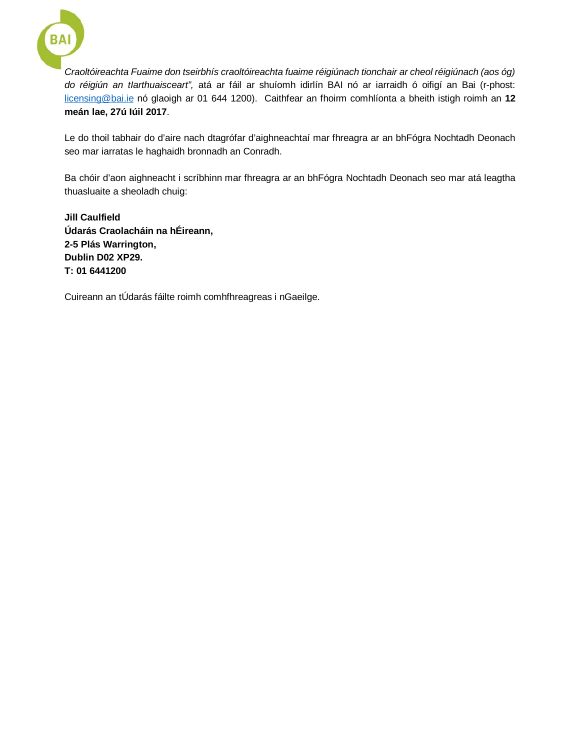*Craoltóireachta Fuaime don tseirbhís craoltóireachta fuaime réigiúnach tionchair ar cheol réigiúnach (aos óg) do réigiún an tIarthuaisceart",* atá ar fáil ar shuíomh idirlín BAI nó ar iarraidh ó oifigí an Bai (r-phost: licensing@bai.ie nó glaoigh ar 01 644 1200). Caithfear an fhoirm comhlíonta a bheith istigh roimh an **12 meán lae, 27ú Iúil 2017**.

Le do thoil tabhair do d'aire nach dtagrófar d'aighneachtaí mar fhreagra ar an bhFógra Nochtadh Deonach seo mar iarratas le haghaidh bronnadh an Conradh.

Ba chóir d'aon aighneacht i scríbhinn mar fhreagra ar an bhFógra Nochtadh Deonach seo mar atá leagtha thuasluaite a sheoladh chuig:

**Jill Caulfield**
**Údarás Craolacháin na hÉireann,**
**2-5 Plás Warrington,**
**Dublin D02 XP29.**
**T: 01 6441200**

Cuireann an tÚdarás fáilte roimh comhfhreagreas i nGaeilge.